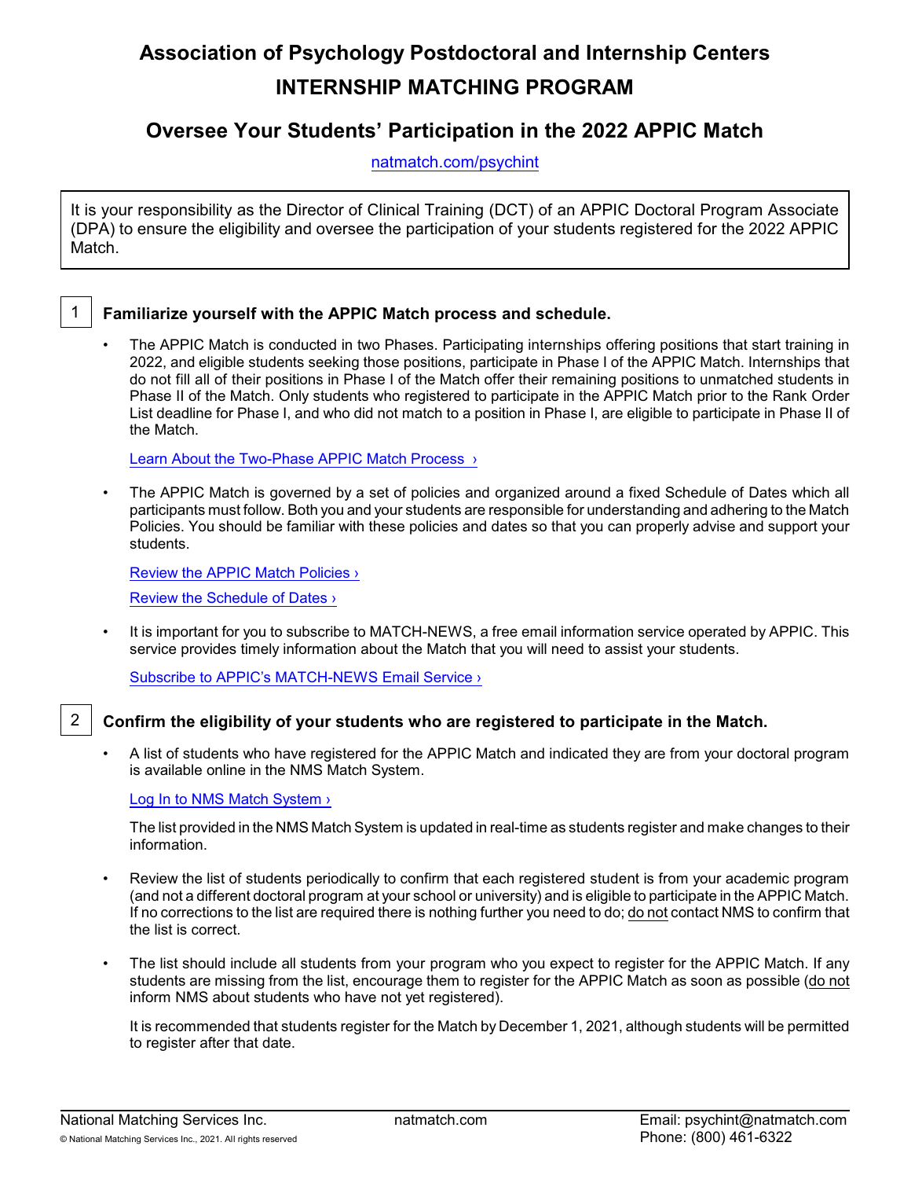# Association of Psychology Postdoctoral and Internship Centers
# INTERNSHIP MATCHING PROGRAM

## Oversee Your Students' Participation in the 2022 APPIC Match

natmatch.com/psychint

It is your responsibility as the Director of Clinical Training (DCT) of an APPIC Doctoral Program Associate (DPA) to ensure the eligibility and oversee the participation of your students registered for the 2022 APPIC Match.

### 1 Familiarize yourself with the APPIC Match process and schedule.

- The APPIC Match is conducted in two Phases. Participating internships offering positions that start training in 2022, and eligible students seeking those positions, participate in Phase I of the APPIC Match. Internships that do not fill all of their positions in Phase I of the Match offer their remaining positions to unmatched students in Phase II of the Match. Only students who registered to participate in the APPIC Match prior to the Rank Order List deadline for Phase I, and who did not match to a position in Phase I, are eligible to participate in Phase II of the Match.

  Learn About the Two-Phase APPIC Match Process ›

- The APPIC Match is governed by a set of policies and organized around a fixed Schedule of Dates which all participants must follow. Both you and your students are responsible for understanding and adhering to the Match Policies. You should be familiar with these policies and dates so that you can properly advise and support your students.

  Review the APPIC Match Policies ›

  Review the Schedule of Dates ›

- It is important for you to subscribe to MATCH-NEWS, a free email information service operated by APPIC. This service provides timely information about the Match that you will need to assist your students.

  Subscribe to APPIC's MATCH-NEWS Email Service ›

### 2 Confirm the eligibility of your students who are registered to participate in the Match.

- A list of students who have registered for the APPIC Match and indicated they are from your doctoral program is available online in the NMS Match System.

  Log In to NMS Match System ›

  The list provided in the NMS Match System is updated in real-time as students register and make changes to their information.

- Review the list of students periodically to confirm that each registered student is from your academic program (and not a different doctoral program at your school or university) and is eligible to participate in the APPIC Match. If no corrections to the list are required there is nothing further you need to do; do not contact NMS to confirm that the list is correct.

- The list should include all students from your program who you expect to register for the APPIC Match. If any students are missing from the list, encourage them to register for the APPIC Match as soon as possible (do not inform NMS about students who have not yet registered).

  It is recommended that students register for the Match by December 1, 2021, although students will be permitted to register after that date.

National Matching Services Inc. | natmatch.com | Email: psychint@natmatch.com | Phone: (800) 461-6322

© National Matching Services Inc., 2021. All rights reserved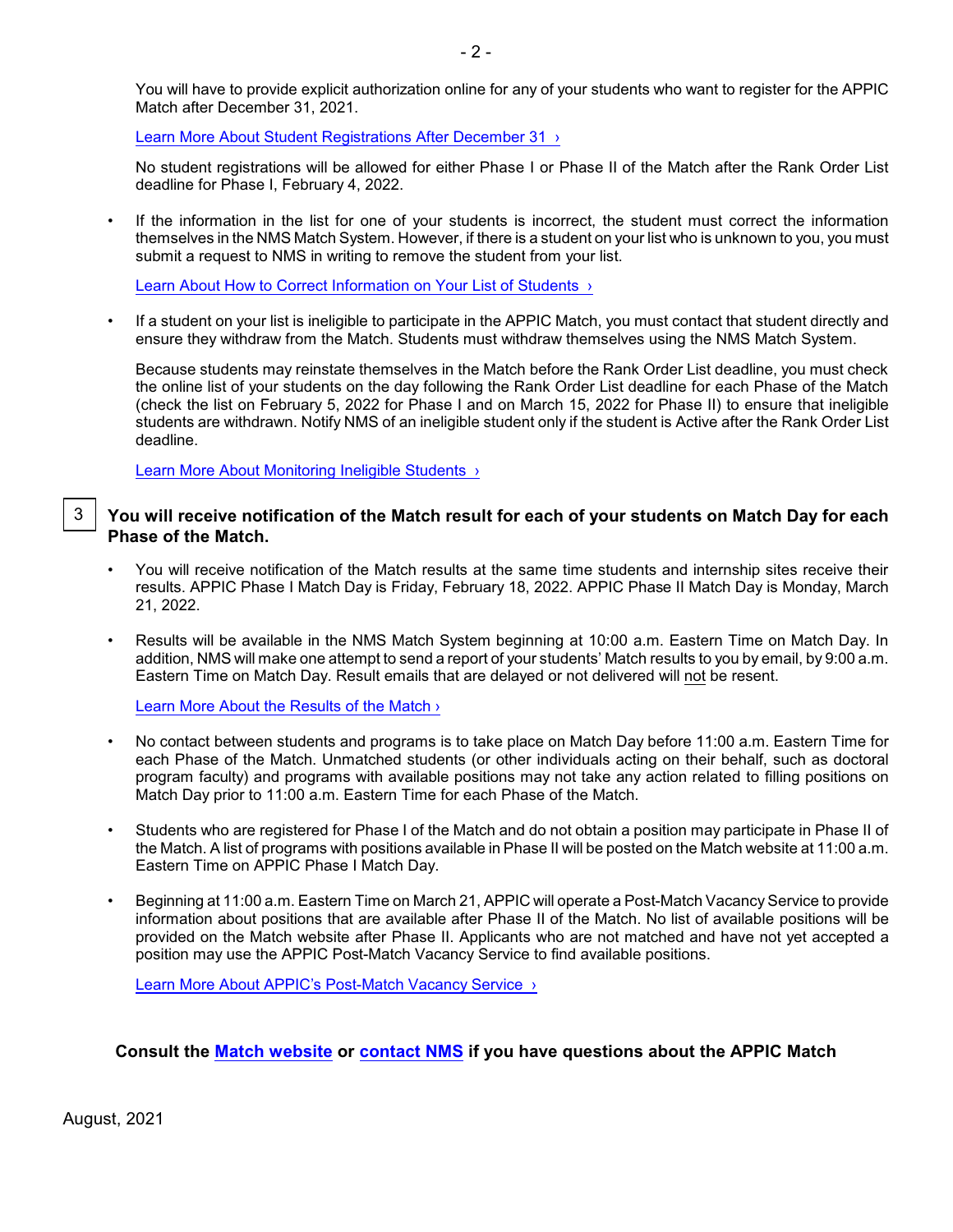You will have to provide explicit authorization online for any of your students who want to register for the APPIC Match after December 31, 2021.

[Learn More About Student Registrations After December 31 ›]

No student registrations will be allowed for either Phase I or Phase II of the Match after the Rank Order List deadline for Phase I, February 4, 2022.

- If the information in the list for one of your students is incorrect, the student must correct the information themselves in the NMS Match System. However, if there is a student on your list who is unknown to you, you must submit a request to NMS in writing to remove the student from your list.

  [Learn About How to Correct Information on Your List of Students ›]

- If a student on your list is ineligible to participate in the APPIC Match, you must contact that student directly and ensure they withdraw from the Match. Students must withdraw themselves using the NMS Match System.

  Because students may reinstate themselves in the Match before the Rank Order List deadline, you must check the online list of your students on the day following the Rank Order List deadline for each Phase of the Match (check the list on February 5, 2022 for Phase I and on March 15, 2022 for Phase II) to ensure that ineligible students are withdrawn. Notify NMS of an ineligible student only if the student is Active after the Rank Order List deadline.

  [Learn More About Monitoring Ineligible Students ›]

## 3 You will receive notification of the Match result for each of your students on Match Day for each Phase of the Match.

- You will receive notification of the Match results at the same time students and internship sites receive their results. APPIC Phase I Match Day is Friday, February 18, 2022. APPIC Phase II Match Day is Monday, March 21, 2022.

- Results will be available in the NMS Match System beginning at 10:00 a.m. Eastern Time on Match Day. In addition, NMS will make one attempt to send a report of your students' Match results to you by email, by 9:00 a.m. Eastern Time on Match Day. Result emails that are delayed or not delivered will not be resent.

  [Learn More About the Results of the Match ›]

- No contact between students and programs is to take place on Match Day before 11:00 a.m. Eastern Time for each Phase of the Match. Unmatched students (or other individuals acting on their behalf, such as doctoral program faculty) and programs with available positions may not take any action related to filling positions on Match Day prior to 11:00 a.m. Eastern Time for each Phase of the Match.

- Students who are registered for Phase I of the Match and do not obtain a position may participate in Phase II of the Match. A list of programs with positions available in Phase II will be posted on the Match website at 11:00 a.m. Eastern Time on APPIC Phase I Match Day.

- Beginning at 11:00 a.m. Eastern Time on March 21, APPIC will operate a Post-Match Vacancy Service to provide information about positions that are available after Phase II of the Match. No list of available positions will be provided on the Match website after Phase II. Applicants who are not matched and have not yet accepted a position may use the APPIC Post-Match Vacancy Service to find available positions.

  [Learn More About APPIC's Post-Match Vacancy Service ›]

**Consult the Match website or contact NMS if you have questions about the APPIC Match**

August, 2021